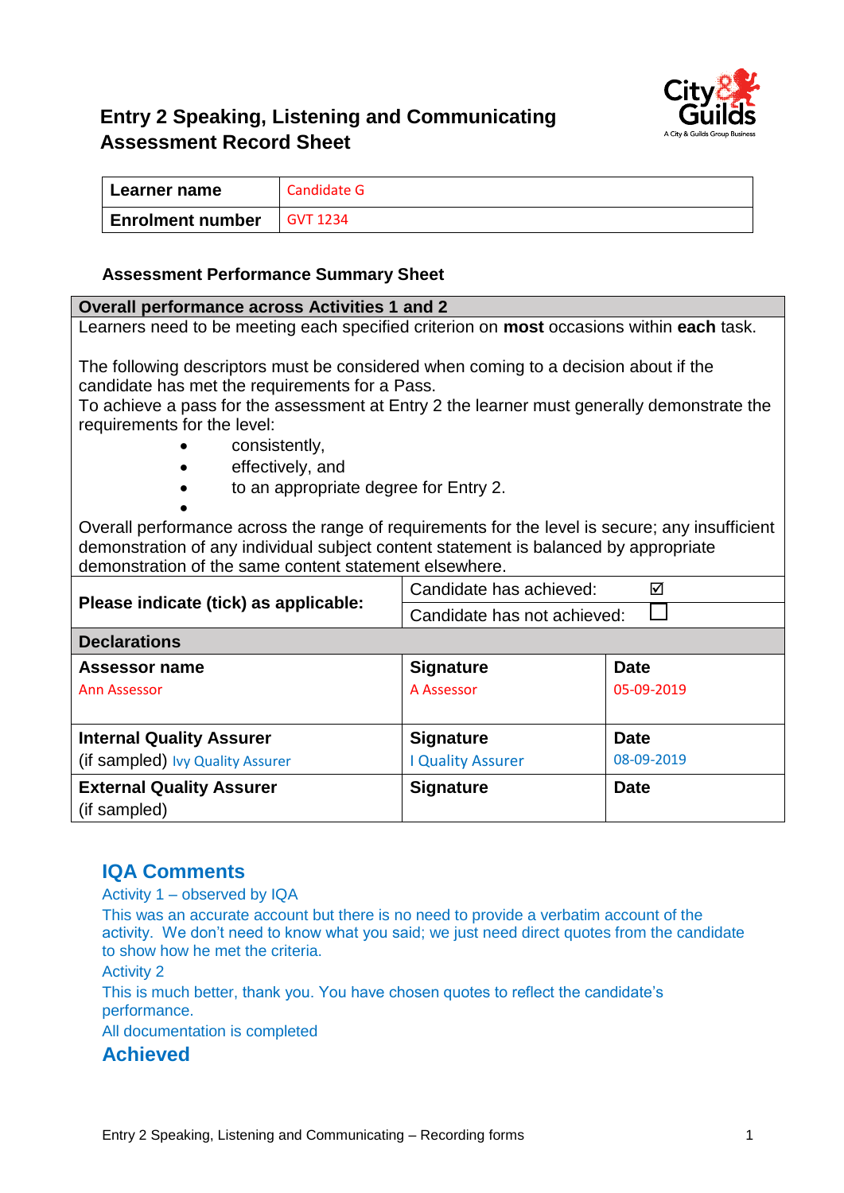# Entry 2 Speaking, Listening and Communicating Assessment Record Sheet

| Learner name | Candidate G |
|---|---|
| Enrolment number | GVT 1234 |

### Assessment Performance Summary Sheet

| Overall performance across Activities 1 and 2 | | |
|---|---|---|
| Learners need to be meeting each specified criterion on **most** occasions within **each** task.<br><br>The following descriptors must be considered when coming to a decision about if the candidate has met the requirements for a Pass.<br>To achieve a pass for the assessment at Entry 2 the learner must generally demonstrate the requirements for the level:<br>• consistently,<br>• effectively, and<br>• to an appropriate degree for Entry 2.<br><br>Overall performance across the range of requirements for the level is secure; any insufficient demonstration of any individual subject content statement is balanced by appropriate demonstration of the same content statement elsewhere. | | |
| **Please indicate (tick) as applicable:** | Candidate has achieved: ☑ | |
| | Candidate has not achieved: ☐ | |
| **Declarations** | | |
| **Assessor name**<br>Ann Assessor | **Signature**<br>A Assessor | **Date**<br>05-09-2019 |
| **Internal Quality Assurer**<br>(if sampled) Ivy Quality Assurer | **Signature**<br>I Quality Assurer | **Date**<br>08-09-2019 |
| **External Quality Assurer**<br>(if sampled) | **Signature** | **Date** |

## IQA Comments

Activity 1 – observed by IQA

This was an accurate account but there is no need to provide a verbatim account of the activity. We don't need to know what you said; we just need direct quotes from the candidate to show how he met the criteria.

Activity 2

This is much better, thank you. You have chosen quotes to reflect the candidate's performance.

All documentation is completed

## Achieved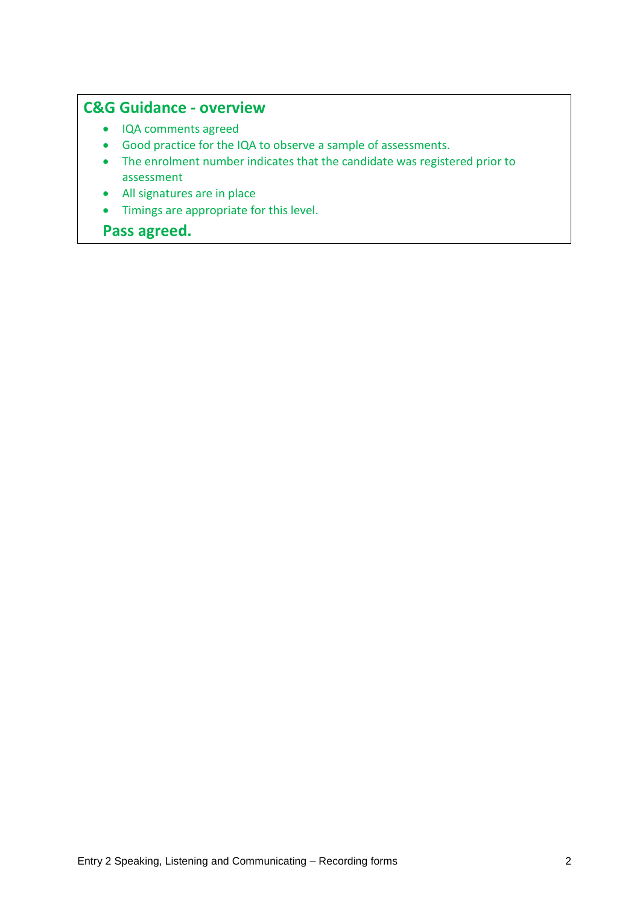## C&G Guidance - overview

- IQA comments agreed
- Good practice for the IQA to observe a sample of assessments.
- The enrolment number indicates that the candidate was registered prior to assessment
- All signatures are in place
- Timings are appropriate for this level.

**Pass agreed.**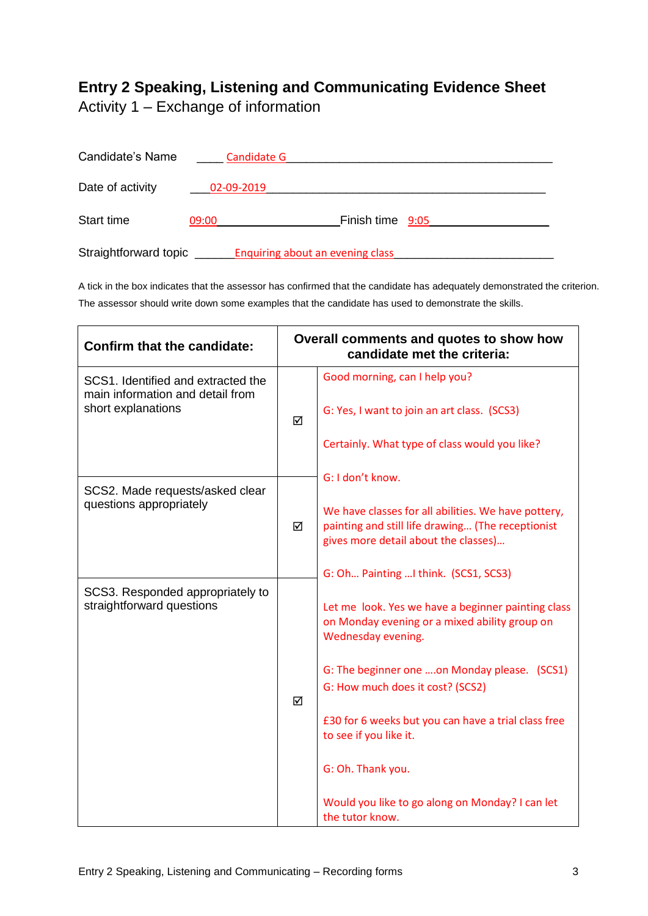# Entry 2 Speaking, Listening and Communicating Evidence Sheet

Activity 1 – Exchange of information

Candidate's Name ____ Candidate G ____

Date of activity ____ 02-09-2019 ____

Start time 09:00 ____ Finish time 9:05 ____

Straightforward topic ____ Enquiring about an evening class ____

A tick in the box indicates that the assessor has confirmed that the candidate has adequately demonstrated the criterion. The assessor should write down some examples that the candidate has used to demonstrate the skills.

| Confirm that the candidate: | | Overall comments and quotes to show how candidate met the criteria: |
|---|---|---|
| SCS1. Identified and extracted the main information and detail from short explanations | ☑ | Good morning, can I help you?<br><br>G: Yes, I want to join an art class. (SCS3)<br><br>Certainly. What type of class would you like?<br><br>G: I don't know. |
| SCS2. Made requests/asked clear questions appropriately | ☑ | We have classes for all abilities. We have pottery, painting and still life drawing… (The receptionist gives more detail about the classes)…<br><br>G: Oh… Painting …I think. (SCS1, SCS3) |
| SCS3. Responded appropriately to straightforward questions | ☑ | Let me look. Yes we have a beginner painting class on Monday evening or a mixed ability group on Wednesday evening.<br><br>G: The beginner one ….on Monday please. (SCS1)<br>G: How much does it cost? (SCS2)<br><br>£30 for 6 weeks but you can have a trial class free to see if you like it.<br><br>G: Oh. Thank you.<br><br>Would you like to go along on Monday? I can let the tutor know. |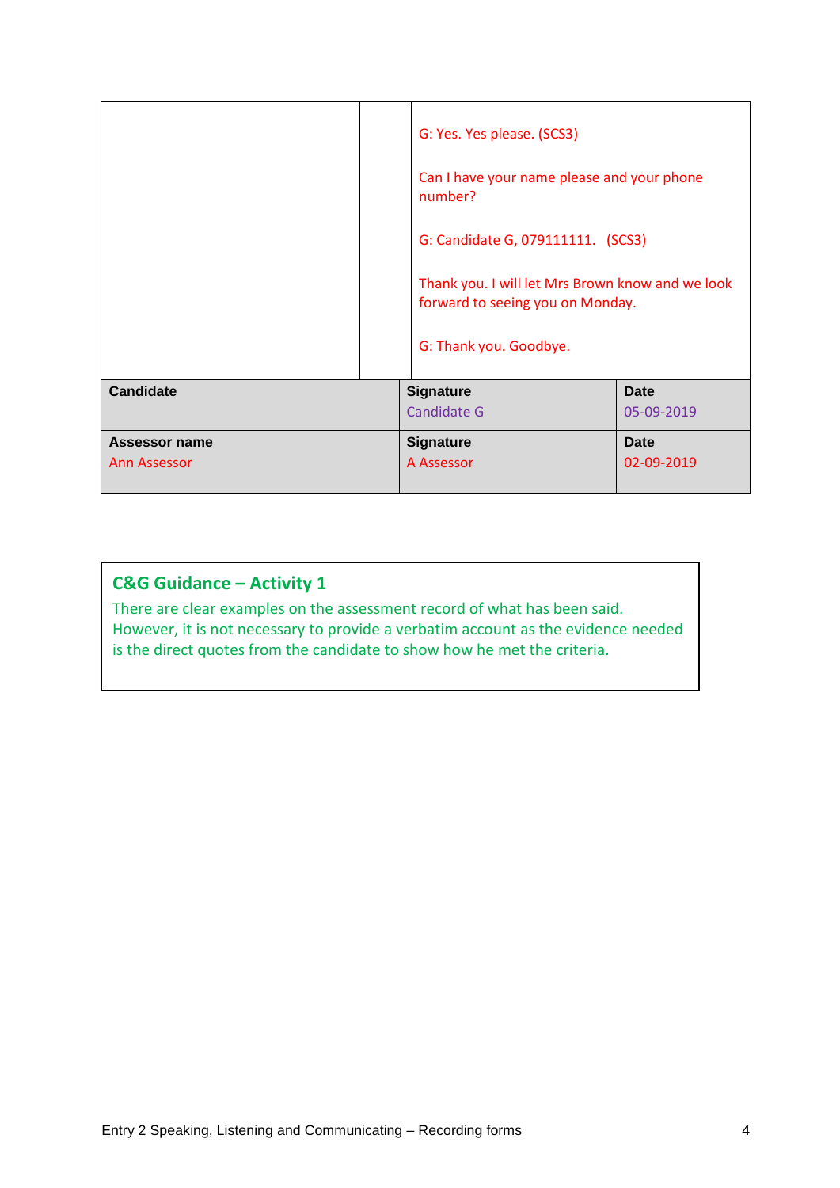| | | |
|---|---|---|
| | | G: Yes. Yes please. (SCS3)<br><br>Can I have your name please and your phone number?<br><br>G: Candidate G, 079111111. (SCS3)<br><br>Thank you. I will let Mrs Brown know and we look forward to seeing you on Monday.<br><br>G: Thank you. Goodbye. |

| **Candidate** | **Signature**<br>Candidate G | **Date**<br>05-09-2019 |
|---|---|---|
| **Assessor name**<br>Ann Assessor | **Signature**<br>A Assessor | **Date**<br>02-09-2019 |

**C&G Guidance – Activity 1**

There are clear examples on the assessment record of what has been said. However, it is not necessary to provide a verbatim account as the evidence needed is the direct quotes from the candidate to show how he met the criteria.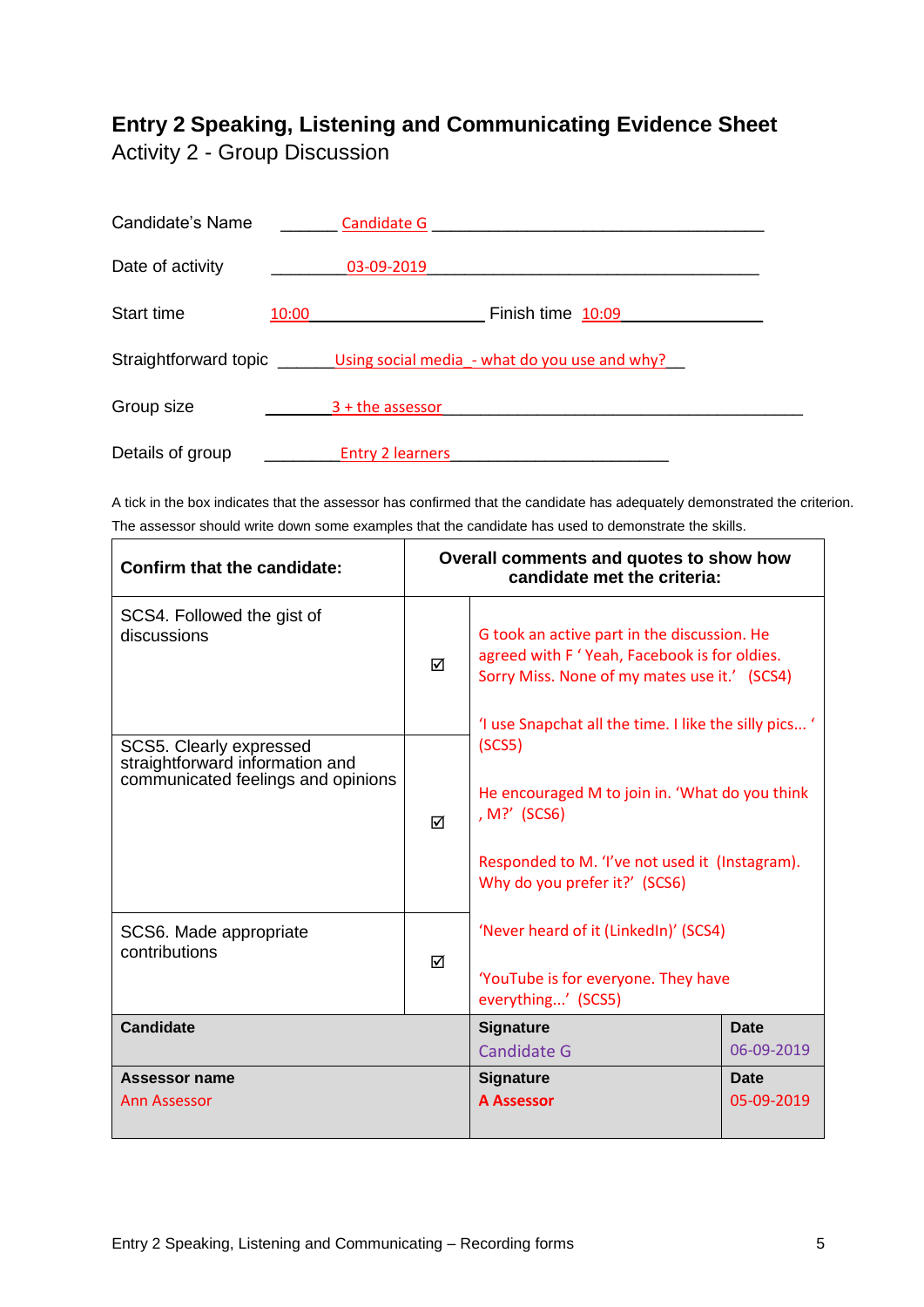# Entry 2 Speaking, Listening and Communicating Evidence Sheet

Activity 2 - Group Discussion

Candidate's Name: Candidate G

Date of activity: 03-09-2019

Start time: 10:00 Finish time: 10:09

Straightforward topic: Using social media - what do you use and why?

Group size: 3 + the assessor

Details of group: Entry 2 learners

A tick in the box indicates that the assessor has confirmed that the candidate has adequately demonstrated the criterion. The assessor should write down some examples that the candidate has used to demonstrate the skills.

| Confirm that the candidate: | | Overall comments and quotes to show how candidate met the criteria: |
|---|---|---|
| SCS4. Followed the gist of discussions | ☑ | G took an active part in the discussion. He agreed with F ' Yeah, Facebook is for oldies. Sorry Miss. None of my mates use it.' (SCS4)<br><br>'I use Snapchat all the time. I like the silly pics… ' (SCS5)<br><br>He encouraged M to join in. 'What do you think , M?' (SCS6)<br><br>Responded to M. 'I've not used it (Instagram). Why do you prefer it?' (SCS6)<br><br>'Never heard of it (LinkedIn)' (SCS4)<br><br>'YouTube is for everyone. They have everything…' (SCS5) |
| SCS5. Clearly expressed straightforward information and communicated feelings and opinions | ☑ | |
| SCS6. Made appropriate contributions | ☑ | |

| Candidate | Signature | Date |
|---|---|---|
| | Candidate G | 06-09-2019 |
| **Assessor name** | **Signature** | **Date** |
| Ann Assessor | **A Assessor** | 05-09-2019 |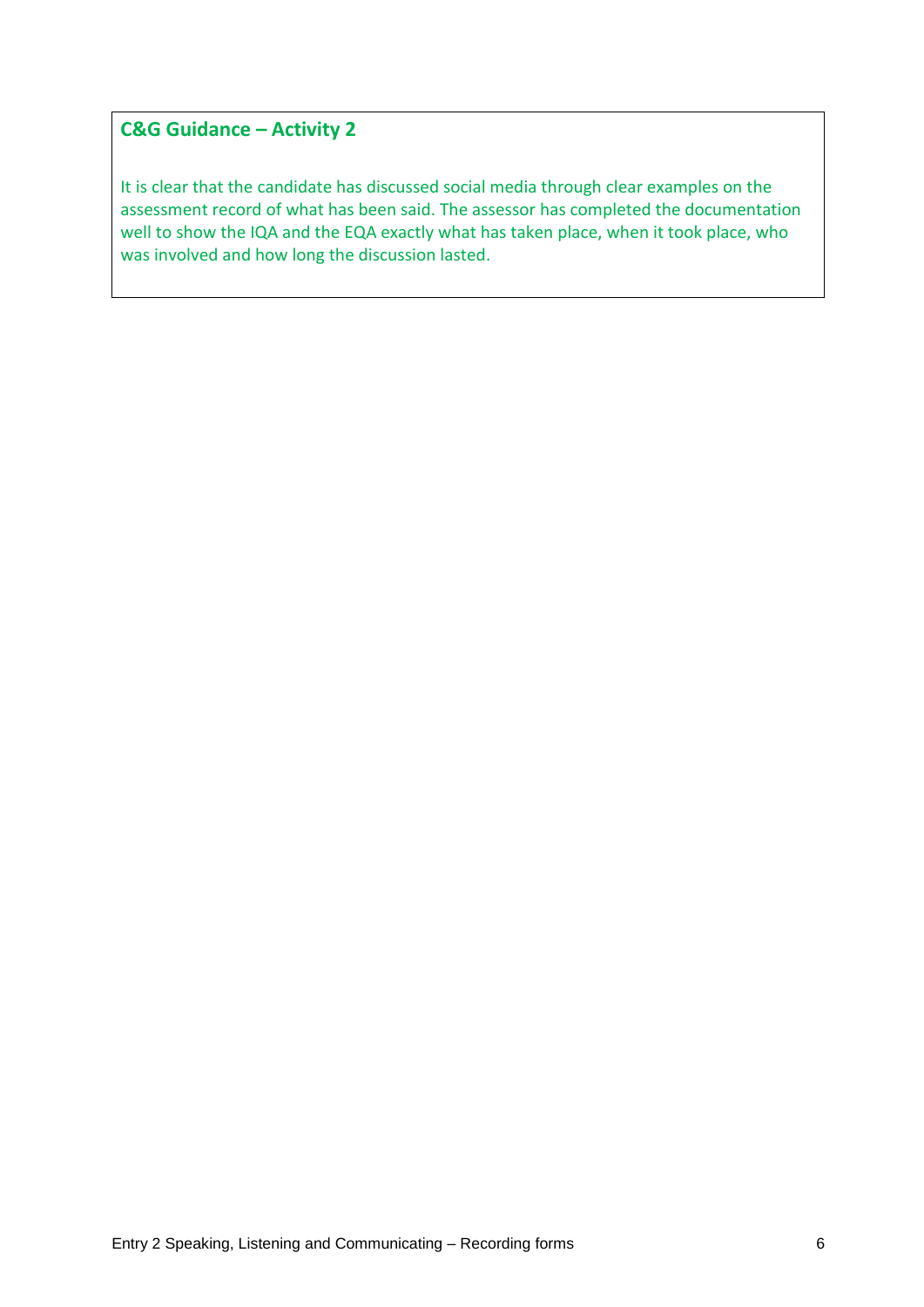**C&G Guidance – Activity 2**

It is clear that the candidate has discussed social media through clear examples on the assessment record of what has been said. The assessor has completed the documentation well to show the IQA and the EQA exactly what has taken place, when it took place, who was involved and how long the discussion lasted.